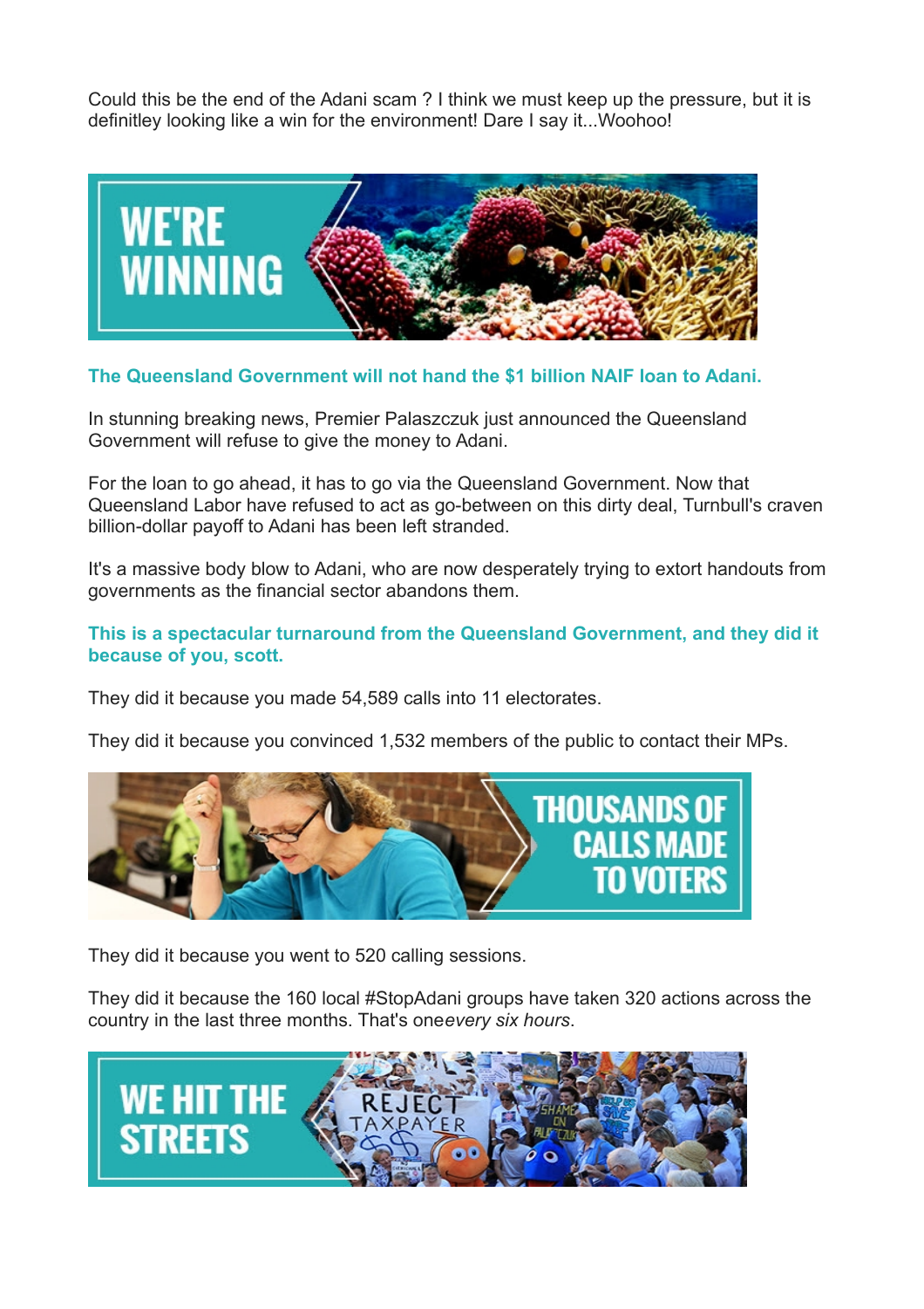Could this be the end of the Adani scam ? I think we must keep up the pressure, but it is definitley looking like a win for the environment! Dare I say it...Woohoo!

WE'RE WINNING

**The Queensland Government will not hand the $1 billion NAIF loan to Adani.**

In stunning breaking news, Premier Palaszczuk just announced the Queensland Government will refuse to give the money to Adani.

For the loan to go ahead, it has to go via the Queensland Government. Now that Queensland Labor have refused to act as go-between on this dirty deal, Turnbull's craven billion-dollar payoff to Adani has been left stranded.

It's a massive body blow to Adani, who are now desperately trying to extort handouts from governments as the financial sector abandons them.

**This is a spectacular turnaround from the Queensland Government, and they did it because of you, scott.**

They did it because you made 54,589 calls into 11 electorates.

They did it because you convinced 1,532 members of the public to contact their MPs.

THOUSANDS OF CALLS MADE TO VOTERS

They did it because you went to 520 calling sessions.

They did it because the 160 local #StopAdani groups have taken 320 actions across the country in the last three months. That's one*every six hours*.

WE HIT THE STREETS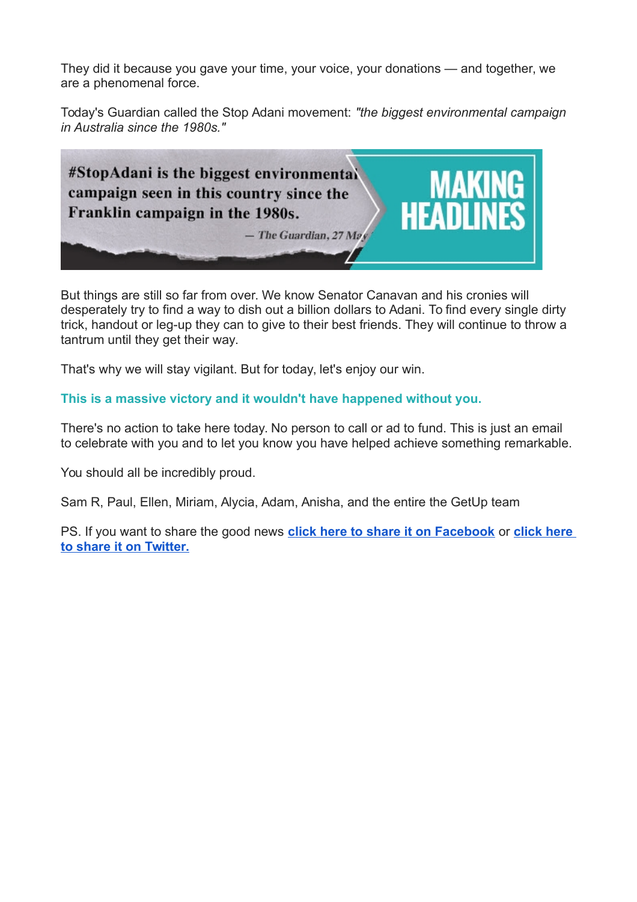They did it because you gave your time, your voice, your donations — and together, we are a phenomenal force.

Today's Guardian called the Stop Adani movement: *"the biggest environmental campaign in Australia since the 1980s."*

**#StopAdani is the biggest environmental campaign seen in this country since the Franklin campaign in the 1980s.**

*— The Guardian, 27 May*

**MAKING HEADLINES**

But things are still so far from over. We know Senator Canavan and his cronies will desperately try to find a way to dish out a billion dollars to Adani. To find every single dirty trick, handout or leg-up they can to give to their best friends. They will continue to throw a tantrum until they get their way.

That's why we will stay vigilant. But for today, let's enjoy our win.

**This is a massive victory and it wouldn't have happened without you.**

There's no action to take here today. No person to call or ad to fund. This is just an email to celebrate with you and to let you know you have helped achieve something remarkable.

You should all be incredibly proud.

Sam R, Paul, Ellen, Miriam, Alycia, Adam, Anisha, and the entire the GetUp team

PS. If you want to share the good news **click here to share it on Facebook** or **click here to share it on Twitter.**